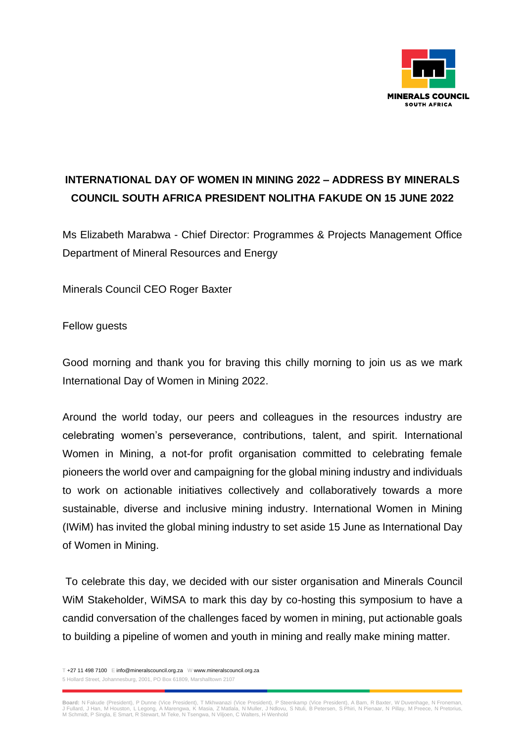# INTERNATIONAL DAY OF WOMEN IN MINING 2022 – ADDRESS BY MINERALS COUNCIL SOUTH AFRICA PRESIDENT NOLITHA FAKUDE ON 15 JUNE 2022

Ms Elizabeth Marabwa - Chief Director: Programmes & Projects Management Office Department of Mineral Resources and Energy

Minerals Council CEO Roger Baxter

Fellow guests

Good morning and thank you for braving this chilly morning to join us as we mark International Day of Women in Mining 2022.

Around the world today, our peers and colleagues in the resources industry are celebrating women's perseverance, contributions, talent, and spirit. International Women in Mining, a not-for profit organisation committed to celebrating female pioneers the world over and campaigning for the global mining industry and individuals to work on actionable initiatives collectively and collaboratively towards a more sustainable, diverse and inclusive mining industry. International Women in Mining (IWiM) has invited the global mining industry to set aside 15 June as International Day of Women in Mining.

To celebrate this day, we decided with our sister organisation and Minerals Council WiM Stakeholder, WiMSA to mark this day by co-hosting this symposium to have a candid conversation of the challenges faced by women in mining, put actionable goals to building a pipeline of women and youth in mining and really make mining matter.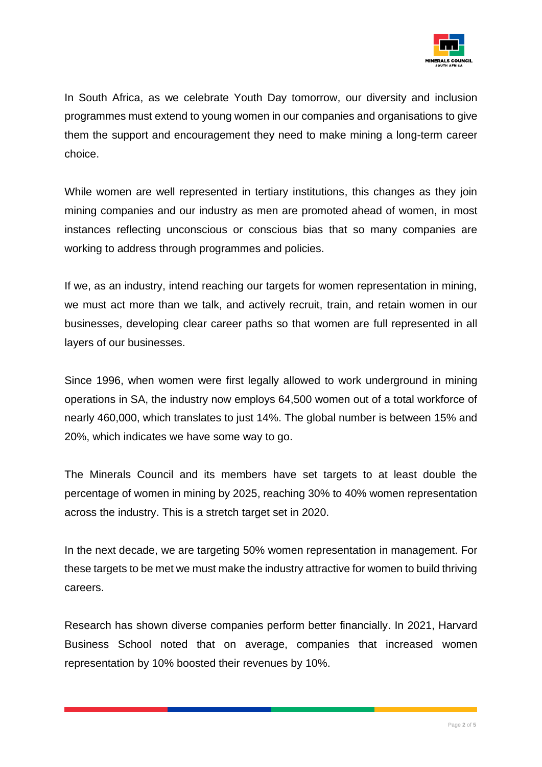In South Africa, as we celebrate Youth Day tomorrow, our diversity and inclusion programmes must extend to young women in our companies and organisations to give them the support and encouragement they need to make mining a long-term career choice.

While women are well represented in tertiary institutions, this changes as they join mining companies and our industry as men are promoted ahead of women, in most instances reflecting unconscious or conscious bias that so many companies are working to address through programmes and policies.

If we, as an industry, intend reaching our targets for women representation in mining, we must act more than we talk, and actively recruit, train, and retain women in our businesses, developing clear career paths so that women are full represented in all layers of our businesses.

Since 1996, when women were first legally allowed to work underground in mining operations in SA, the industry now employs 64,500 women out of a total workforce of nearly 460,000, which translates to just 14%. The global number is between 15% and 20%, which indicates we have some way to go.

The Minerals Council and its members have set targets to at least double the percentage of women in mining by 2025, reaching 30% to 40% women representation across the industry. This is a stretch target set in 2020.

In the next decade, we are targeting 50% women representation in management. For these targets to be met we must make the industry attractive for women to build thriving careers.

Research has shown diverse companies perform better financially. In 2021, Harvard Business School noted that on average, companies that increased women representation by 10% boosted their revenues by 10%.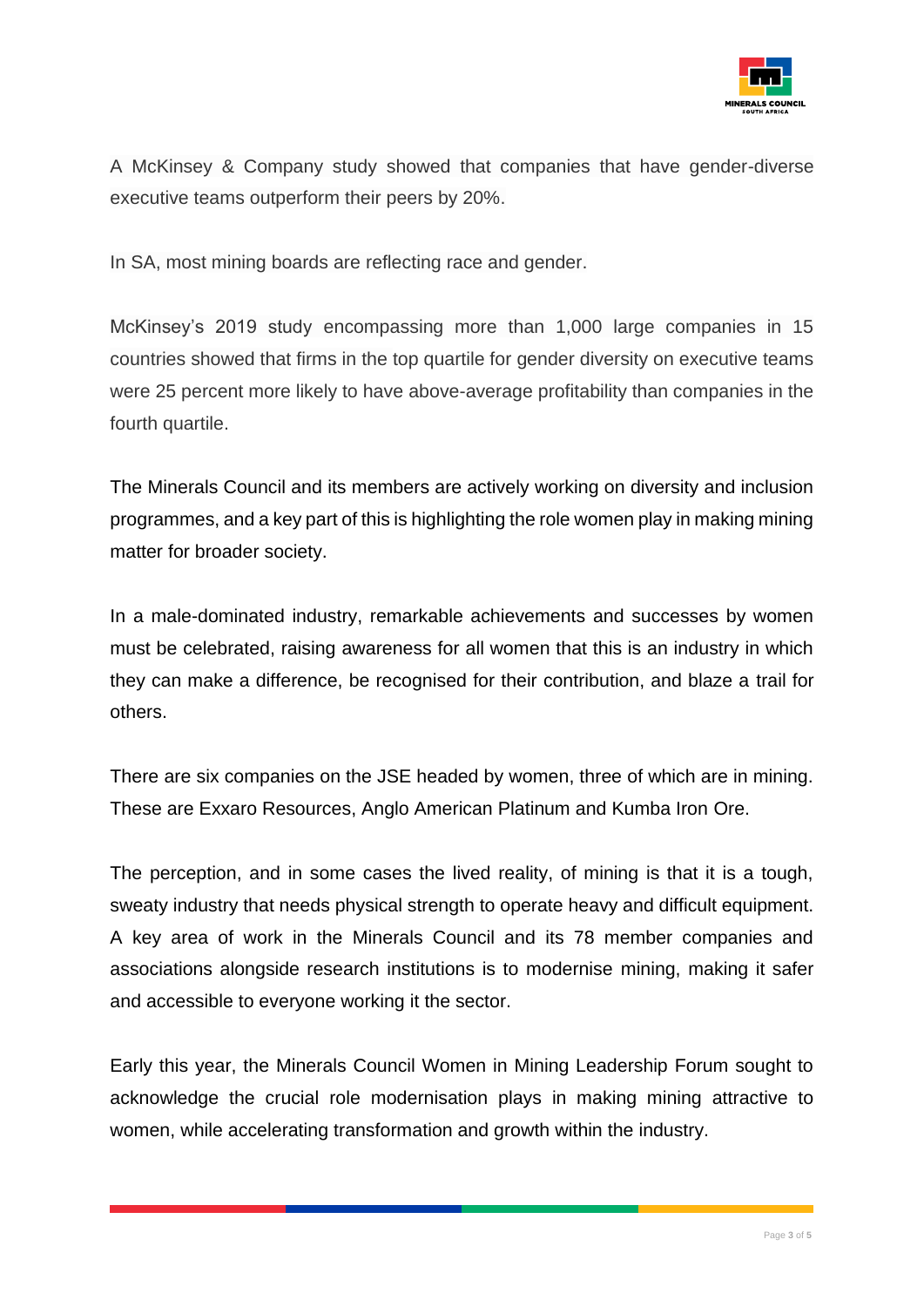A McKinsey & Company study showed that companies that have gender-diverse executive teams outperform their peers by 20%.

In SA, most mining boards are reflecting race and gender.

McKinsey's 2019 study encompassing more than 1,000 large companies in 15 countries showed that firms in the top quartile for gender diversity on executive teams were 25 percent more likely to have above-average profitability than companies in the fourth quartile.

The Minerals Council and its members are actively working on diversity and inclusion programmes, and a key part of this is highlighting the role women play in making mining matter for broader society.

In a male-dominated industry, remarkable achievements and successes by women must be celebrated, raising awareness for all women that this is an industry in which they can make a difference, be recognised for their contribution, and blaze a trail for others.

There are six companies on the JSE headed by women, three of which are in mining. These are Exxaro Resources, Anglo American Platinum and Kumba Iron Ore.

The perception, and in some cases the lived reality, of mining is that it is a tough, sweaty industry that needs physical strength to operate heavy and difficult equipment. A key area of work in the Minerals Council and its 78 member companies and associations alongside research institutions is to modernise mining, making it safer and accessible to everyone working it the sector.

Early this year, the Minerals Council Women in Mining Leadership Forum sought to acknowledge the crucial role modernisation plays in making mining attractive to women, while accelerating transformation and growth within the industry.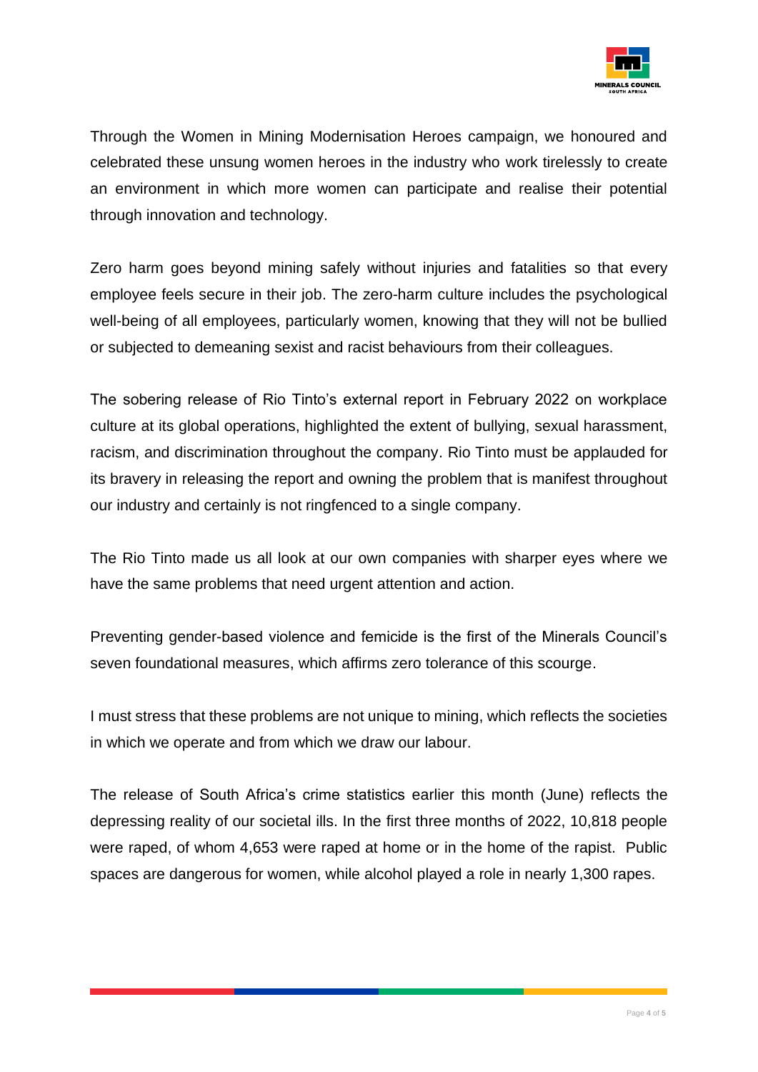Through the Women in Mining Modernisation Heroes campaign, we honoured and celebrated these unsung women heroes in the industry who work tirelessly to create an environment in which more women can participate and realise their potential through innovation and technology.

Zero harm goes beyond mining safely without injuries and fatalities so that every employee feels secure in their job. The zero-harm culture includes the psychological well-being of all employees, particularly women, knowing that they will not be bullied or subjected to demeaning sexist and racist behaviours from their colleagues.

The sobering release of Rio Tinto's external report in February 2022 on workplace culture at its global operations, highlighted the extent of bullying, sexual harassment, racism, and discrimination throughout the company. Rio Tinto must be applauded for its bravery in releasing the report and owning the problem that is manifest throughout our industry and certainly is not ringfenced to a single company.

The Rio Tinto made us all look at our own companies with sharper eyes where we have the same problems that need urgent attention and action.

Preventing gender-based violence and femicide is the first of the Minerals Council's seven foundational measures, which affirms zero tolerance of this scourge.

I must stress that these problems are not unique to mining, which reflects the societies in which we operate and from which we draw our labour.

The release of South Africa's crime statistics earlier this month (June) reflects the depressing reality of our societal ills. In the first three months of 2022, 10,818 people were raped, of whom 4,653 were raped at home or in the home of the rapist. Public spaces are dangerous for women, while alcohol played a role in nearly 1,300 rapes.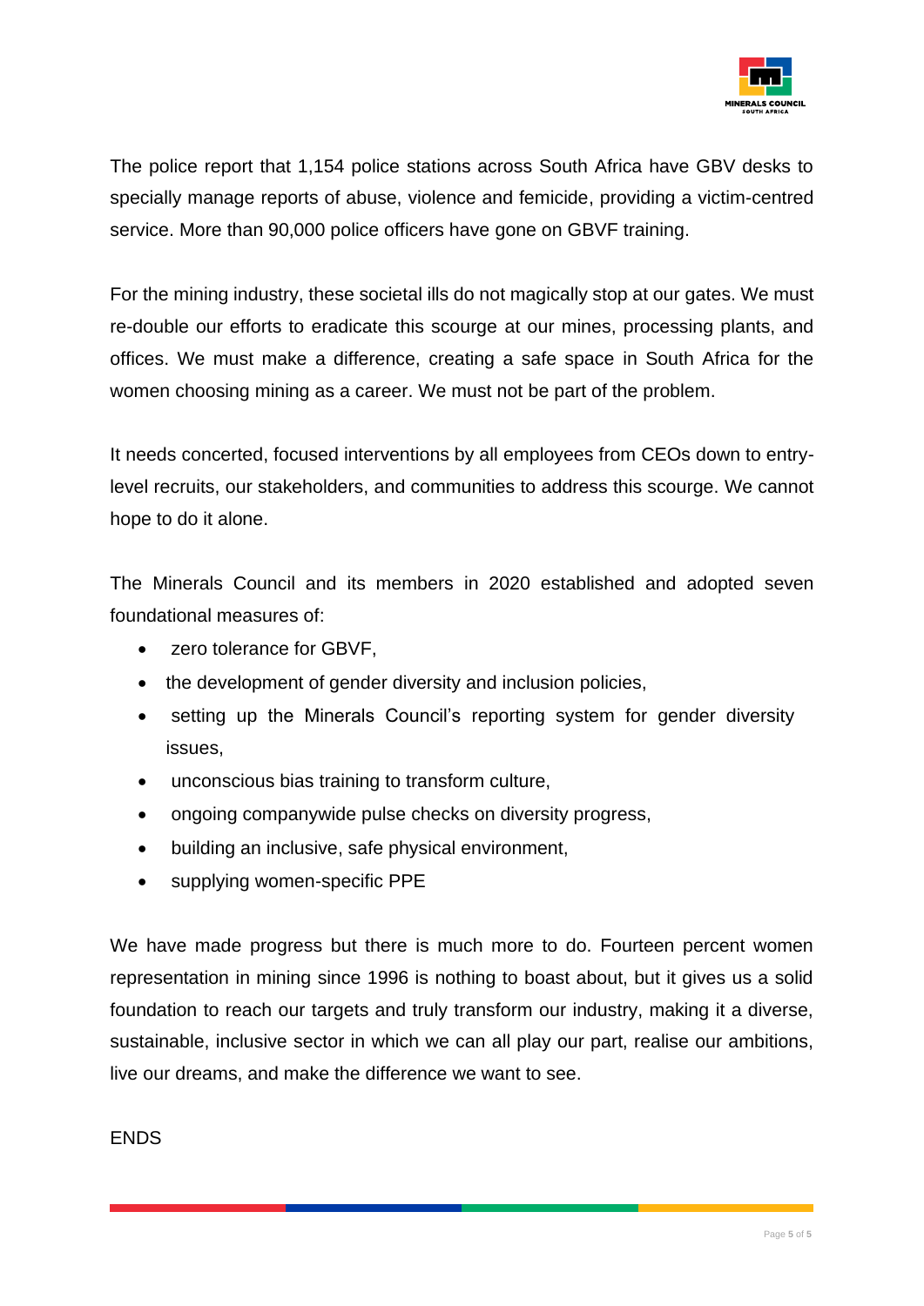The police report that 1,154 police stations across South Africa have GBV desks to specially manage reports of abuse, violence and femicide, providing a victim-centred service. More than 90,000 police officers have gone on GBVF training.

For the mining industry, these societal ills do not magically stop at our gates. We must re-double our efforts to eradicate this scourge at our mines, processing plants, and offices. We must make a difference, creating a safe space in South Africa for the women choosing mining as a career. We must not be part of the problem.

It needs concerted, focused interventions by all employees from CEOs down to entry-level recruits, our stakeholders, and communities to address this scourge. We cannot hope to do it alone.

The Minerals Council and its members in 2020 established and adopted seven foundational measures of:

- zero tolerance for GBVF,
- the development of gender diversity and inclusion policies,
- setting up the Minerals Council's reporting system for gender diversity issues,
- unconscious bias training to transform culture,
- ongoing companywide pulse checks on diversity progress,
- building an inclusive, safe physical environment,
- supplying women-specific PPE

We have made progress but there is much more to do. Fourteen percent women representation in mining since 1996 is nothing to boast about, but it gives us a solid foundation to reach our targets and truly transform our industry, making it a diverse, sustainable, inclusive sector in which we can all play our part, realise our ambitions, live our dreams, and make the difference we want to see.

ENDS